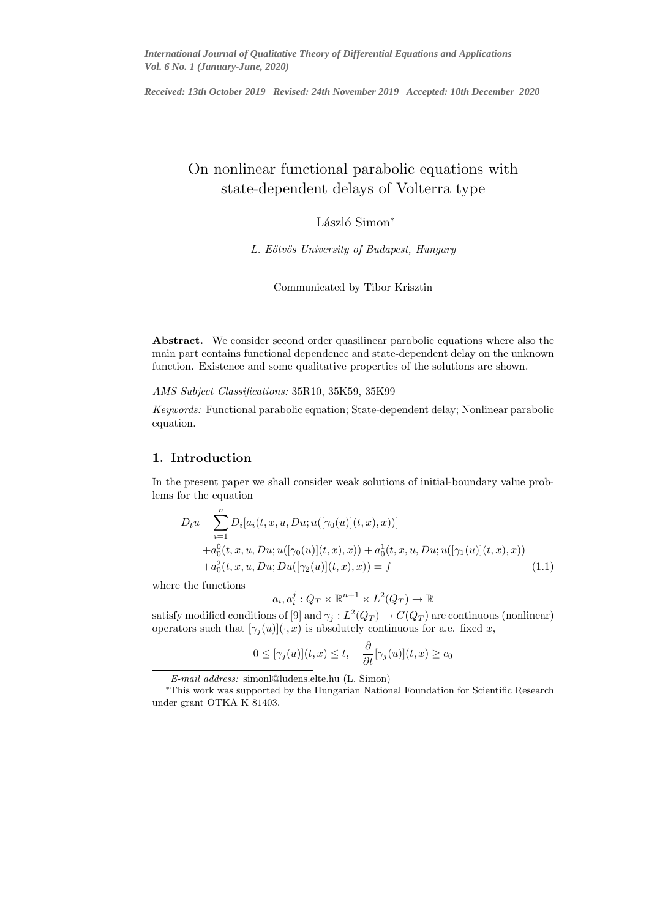*International Journal of Qualitative Theory of Differential Equations and Applications*
*Vol. 6 No. 1 (January-June, 2020)*

*Received: 13th October 2019 Revised: 24th November 2019 Accepted: 10th December 2020*

# On nonlinear functional parabolic equations with state-dependent delays of Volterra type

László Simon*

*L. Eötvös University of Budapest, Hungary*

Communicated by Tibor Krisztin

**Abstract.** We consider second order quasilinear parabolic equations where also the main part contains functional dependence and state-dependent delay on the unknown function. Existence and some qualitative properties of the solutions are shown.

*AMS Subject Classifications:* 35R10, 35K59, 35K99

*Keywords:* Functional parabolic equation; State-dependent delay; Nonlinear parabolic equation.

## 1. Introduction

In the present paper we shall consider weak solutions of initial-boundary value problems for the equation

$$
\begin{aligned}
D_t u - \sum_{i=1}^{n} & D_i[a_i(t, x, u, Du; u([\gamma_0(u)](t, x), x))] \\
& + a_0^0(t, x, u, Du; u([\gamma_0(u)](t, x), x)) + a_0^1(t, x, u, Du; u([\gamma_1(u)](t, x), x)) \\
& + a_0^2(t, x, u, Du; Du([\gamma_2(u)](t, x), x)) = f
\end{aligned}
\tag{1.1}
$$

where the functions

$$a_i, a_i^j : Q_T \times \mathbb{R}^{n+1} \times L^2(Q_T) \to \mathbb{R}$$

satisfy modified conditions of [9] and $\gamma_j : L^2(Q_T) \to C(\overline{Q_T})$ are continuous (nonlinear) operators such that $[\gamma_j(u)](\cdot, x)$ is absolutely continuous for a.e. fixed $x$,

$$0 \le [\gamma_j(u)](t, x) \le t, \quad \frac{\partial}{\partial t}[\gamma_j(u)](t, x) \ge c_0$$

---

*E-mail address:* simonl@ludens.elte.hu (L. Simon)

*This work was supported by the Hungarian National Foundation for Scientific Research under grant OTKA K 81403.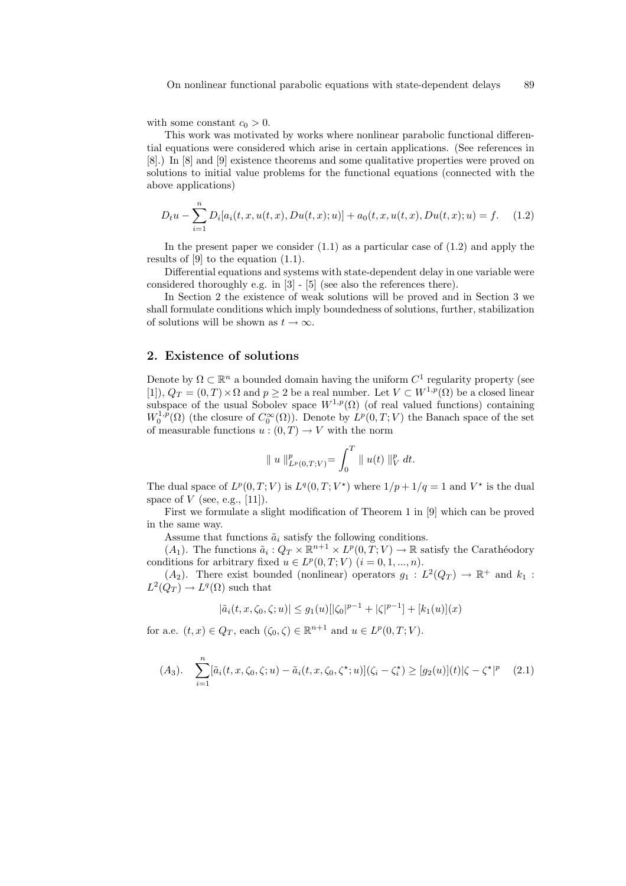with some constant $c_0 > 0$.

This work was motivated by works where nonlinear parabolic functional differential equations were considered which arise in certain applications. (See references in [8].) In [8] and [9] existence theorems and some qualitative properties were proved on solutions to initial value problems for the functional equations (connected with the above applications)

$$D_t u - \sum_{i=1}^{n} D_i[a_i(t, x, u(t, x), Du(t, x); u)] + a_0(t, x, u(t, x), Du(t, x); u) = f. \tag{1.2}$$

In the present paper we consider (1.1) as a particular case of (1.2) and apply the results of [9] to the equation (1.1).

Differential equations and systems with state-dependent delay in one variable were considered thoroughly e.g. in [3] - [5] (see also the references there).

In Section 2 the existence of weak solutions will be proved and in Section 3 we shall formulate conditions which imply boundedness of solutions, further, stabilization of solutions will be shown as $t \to \infty$.

## 2. Existence of solutions

Denote by $\Omega \subset \mathbb{R}^n$ a bounded domain having the uniform $C^1$ regularity property (see [1]), $Q_T = (0, T) \times \Omega$ and $p \geq 2$ be a real number. Let $V \subset W^{1,p}(\Omega)$ be a closed linear subspace of the usual Sobolev space $W^{1,p}(\Omega)$ (of real valued functions) containing $W_0^{1,p}(\Omega)$ (the closure of $C_0^\infty(\Omega)$). Denote by $L^p(0, T; V)$ the Banach space of the set of measurable functions $u : (0, T) \to V$ with the norm

$$\| u \|_{L^p(0,T;V)}^p = \int_0^T \| u(t) \|_V^p \, dt.$$

The dual space of $L^p(0, T; V)$ is $L^q(0, T; V^\star)$ where $1/p + 1/q = 1$ and $V^\star$ is the dual space of $V$ (see, e.g., [11]).

First we formulate a slight modification of Theorem 1 in [9] which can be proved in the same way.

Assume that functions $\tilde{a}_i$ satisfy the following conditions.

$(A_1)$. The functions $\tilde{a}_i : Q_T \times \mathbb{R}^{n+1} \times L^p(0, T; V) \to \mathbb{R}$ satisfy the Carathéodory conditions for arbitrary fixed $u \in L^p(0, T; V)$ $(i = 0, 1, ..., n)$.

$(A_2)$. There exist bounded (nonlinear) operators $g_1 : L^2(Q_T) \to \mathbb{R}^+$ and $k_1 : L^2(Q_T) \to L^q(\Omega)$ such that

$$|\tilde{a}_i(t, x, \zeta_0, \zeta; u)| \leq g_1(u)[|\zeta_0|^{p-1} + |\zeta|^{p-1}] + [k_1(u)](x)$$

for a.e. $(t, x) \in Q_T$, each $(\zeta_0, \zeta) \in \mathbb{R}^{n+1}$ and $u \in L^p(0, T; V)$.

$$(A_3). \quad \sum_{i=1}^{n} [\tilde{a}_i(t, x, \zeta_0, \zeta; u) - \tilde{a}_i(t, x, \zeta_0, \zeta^\star; u)](\zeta_i - \zeta_i^\star) \geq [g_2(u)](t)|\zeta - \zeta^\star|^p \tag{2.1}$$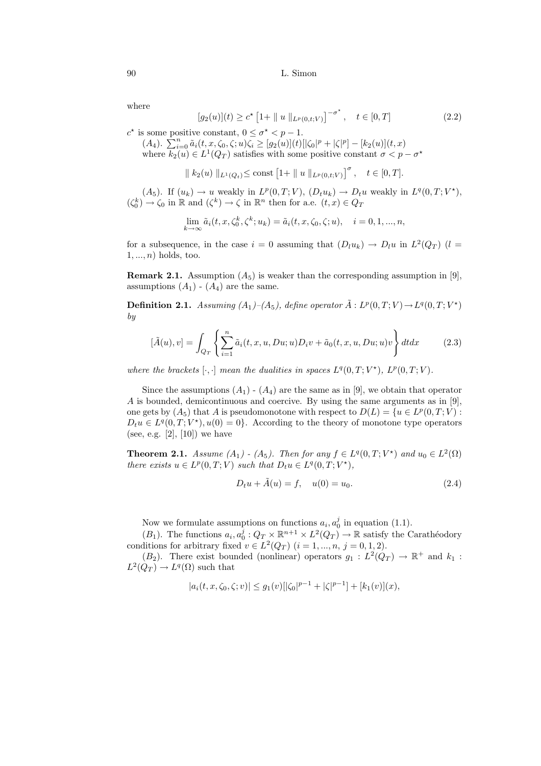where

$$[g_2(u)](t) \geq c^\star \left[1 + \| u \|_{L^p(0,t;V)}\right]^{-\sigma^\star}, \quad t \in [0,T] \tag{2.2}$$

$c^\star$ is some positive constant, $0 \leq \sigma^\star < p-1$.

$(A_4)$. $\sum_{i=0}^n \tilde{a}_i(t,x,\zeta_0,\zeta;u)\zeta_i \geq [g_2(u)](t)[|\zeta_0|^p + |\zeta|^p] - [k_2(u)](t,x)$
where $k_2(u) \in L^1(Q_T)$ satisfies with some positive constant $\sigma < p - \sigma^\star$

$$\| k_2(u) \|_{L^1(Q_t)} \leq \text{const} \left[1 + \| u \|_{L^p(0,t;V)}\right]^\sigma, \quad t \in [0,T].$$

$(A_5)$. If $(u_k) \to u$ weakly in $L^p(0,T;V)$, $(D_t u_k) \to D_t u$ weakly in $L^q(0,T;V^\star)$, $(\zeta_0^k) \to \zeta_0$ in $\mathbb{R}$ and $(\zeta^k) \to \zeta$ in $\mathbb{R}^n$ then for a.e. $(t,x) \in Q_T$

$$\lim_{k\to\infty} \tilde{a}_i(t,x,\zeta_0^k,\zeta^k;u_k) = \tilde{a}_i(t,x,\zeta_0,\zeta;u), \quad i = 0,1,...,n,$$

for a subsequence, in the case $i = 0$ assuming that $(D_l u_k) \to D_l u$ in $L^2(Q_T)$ $(l = 1,...,n)$ holds, too.

**Remark 2.1.** Assumption $(A_5)$ is weaker than the corresponding assumption in [9], assumptions $(A_1)$ - $(A_4)$ are the same.

**Definition 2.1.** *Assuming $(A_1)$–$(A_5)$, define operator $\tilde{A} : L^p(0,T;V) \to L^q(0,T;V^\star)$ by*

$$[\tilde{A}(u), v] = \int_{Q_T} \left\{ \sum_{i=1}^n \tilde{a}_i(t,x,u,Du;u) D_i v + \tilde{a}_0(t,x,u,Du;u) v \right\} dt dx \tag{2.3}$$

*where the brackets $[\cdot,\cdot]$ mean the dualities in spaces $L^q(0,T;V^\star)$, $L^p(0,T;V)$.*

Since the assumptions $(A_1)$ - $(A_4)$ are the same as in [9], we obtain that operator $A$ is bounded, demicontinuous and coercive. By using the same arguments as in [9], one gets by $(A_5)$ that $A$ is pseudomonotone with respect to $D(L) = \{u \in L^p(0,T;V) : D_t u \in L^q(0,T;V^\star), u(0) = 0\}$. According to the theory of monotone type operators (see, e.g. [2], [10]) we have

**Theorem 2.1.** *Assume $(A_1)$ - $(A_5)$. Then for any $f \in L^q(0,T;V^\star)$ and $u_0 \in L^2(\Omega)$ there exists $u \in L^p(0,T;V)$ such that $D_t u \in L^q(0,T;V^\star)$,*

$$D_t u + \tilde{A}(u) = f, \quad u(0) = u_0. \tag{2.4}$$

Now we formulate assumptions on functions $a_i, a_0^j$ in equation (1.1).

$(B_1)$. The functions $a_i, a_0^j : Q_T \times \mathbb{R}^{n+1} \times L^2(Q_T) \to \mathbb{R}$ satisfy the Carathéodory conditions for arbitrary fixed $v \in L^2(Q_T)$ $(i = 1,...,n,\ j = 0,1,2)$.

$(B_2)$. There exist bounded (nonlinear) operators $g_1 : L^2(Q_T) \to \mathbb{R}^+$ and $k_1 : L^2(Q_T) \to L^q(\Omega)$ such that

$$|a_i(t,x,\zeta_0,\zeta;v)| \leq g_1(v)[|\zeta_0|^{p-1} + |\zeta|^{p-1}] + [k_1(v)](x),$$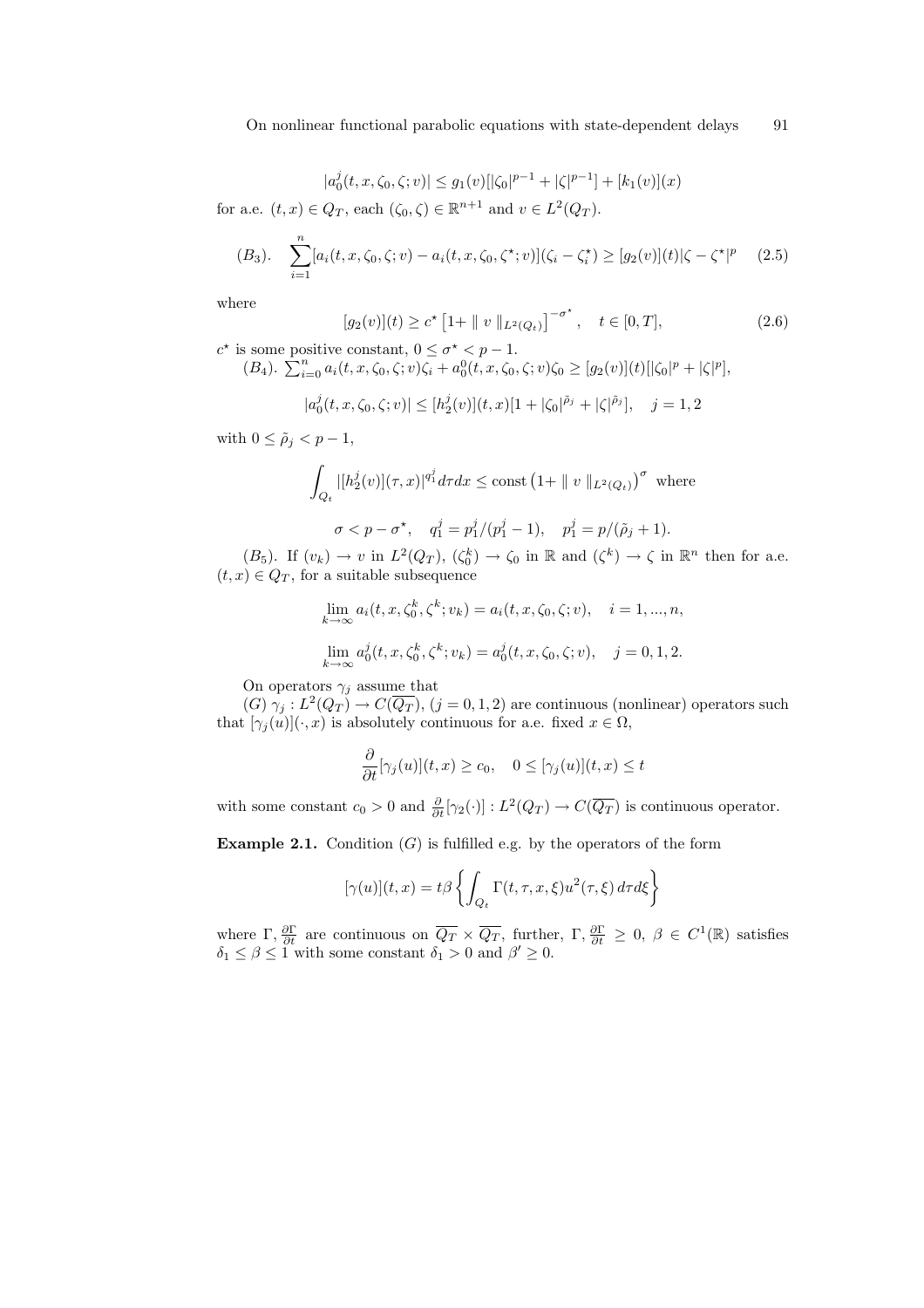$$|a_0^j(t,x,\zeta_0,\zeta;v)| \le g_1(v)[|\zeta_0|^{p-1} + |\zeta|^{p-1}] + [k_1(v)](x)$$

for a.e. $(t,x) \in Q_T$, each $(\zeta_0, \zeta) \in \mathbb{R}^{n+1}$ and $v \in L^2(Q_T)$.

$$(B_3). \quad \sum_{i=1}^n [a_i(t,x,\zeta_0,\zeta;v) - a_i(t,x,\zeta_0,\zeta^\star;v)](\zeta_i - \zeta_i^\star) \ge [g_2(v)](t)|\zeta - \zeta^\star|^p \tag{2.5}$$

where

$$[g_2(v)](t) \ge c^\star \left[1 + \| v \|_{L^2(Q_t)}\right]^{-\sigma^\star}, \quad t \in [0,T], \tag{2.6}$$

$c^\star$ is some positive constant, $0 \le \sigma^\star < p-1$.

$(B_4)$. $\sum_{i=0}^n a_i(t,x,\zeta_0,\zeta;v)\zeta_i + a_0^0(t,x,\zeta_0,\zeta;v)\zeta_0 \ge [g_2(v)](t)[|\zeta_0|^p + |\zeta|^p]$,

$$|a_0^j(t,x,\zeta_0,\zeta;v)| \le [h_2^j(v)](t,x)[1 + |\zeta_0|^{\tilde{\rho}_j} + |\zeta|^{\tilde{\rho}_j}], \quad j = 1,2$$

with $0 \le \tilde{\rho}_j < p-1$,

$$\int_{Q_t} |[h_2^j(v)](\tau,x)|^{q_1^j} d\tau dx \le \text{const}\left(1 + \| v \|_{L^2(Q_t)}\right)^\sigma \text{ where}$$

$$\sigma < p - \sigma^\star, \quad q_1^j = p_1^j/(p_1^j - 1), \quad p_1^j = p/(\tilde{\rho}_j + 1).$$

$(B_5)$. If $(v_k) \to v$ in $L^2(Q_T)$, $(\zeta_0^k) \to \zeta_0$ in $\mathbb{R}$ and $(\zeta^k) \to \zeta$ in $\mathbb{R}^n$ then for a.e. $(t,x) \in Q_T$, for a suitable subsequence

$$\lim_{k\to\infty} a_i(t,x,\zeta_0^k,\zeta^k;v_k) = a_i(t,x,\zeta_0,\zeta;v), \quad i = 1,...,n,$$

$$\lim_{k\to\infty} a_0^j(t,x,\zeta_0^k,\zeta^k;v_k) = a_0^j(t,x,\zeta_0,\zeta;v), \quad j = 0,1,2.$$

On operators $\gamma_j$ assume that

$(G)$ $\gamma_j : L^2(Q_T) \to C(\overline{Q_T})$, $(j = 0,1,2)$ are continuous (nonlinear) operators such that $[\gamma_j(u)](\cdot,x)$ is absolutely continuous for a.e. fixed $x \in \Omega$,

$$\frac{\partial}{\partial t}[\gamma_j(u)](t,x) \ge c_0, \quad 0 \le [\gamma_j(u)](t,x) \le t$$

with some constant $c_0 > 0$ and $\frac{\partial}{\partial t}[\gamma_2(\cdot)] : L^2(Q_T) \to C(\overline{Q_T})$ is continuous operator.

**Example 2.1.** Condition $(G)$ is fulfilled e.g. by the operators of the form

$$[\gamma(u)](t,x) = t\beta\left\{\int_{Q_t} \Gamma(t,\tau,x,\xi)u^2(\tau,\xi)\, d\tau d\xi\right\}$$

where $\Gamma$, $\frac{\partial\Gamma}{\partial t}$ are continuous on $\overline{Q_T} \times \overline{Q_T}$, further, $\Gamma, \frac{\partial\Gamma}{\partial t} \ge 0$, $\beta \in C^1(\mathbb{R})$ satisfies $\delta_1 \le \beta \le 1$ with some constant $\delta_1 > 0$ and $\beta' \ge 0$.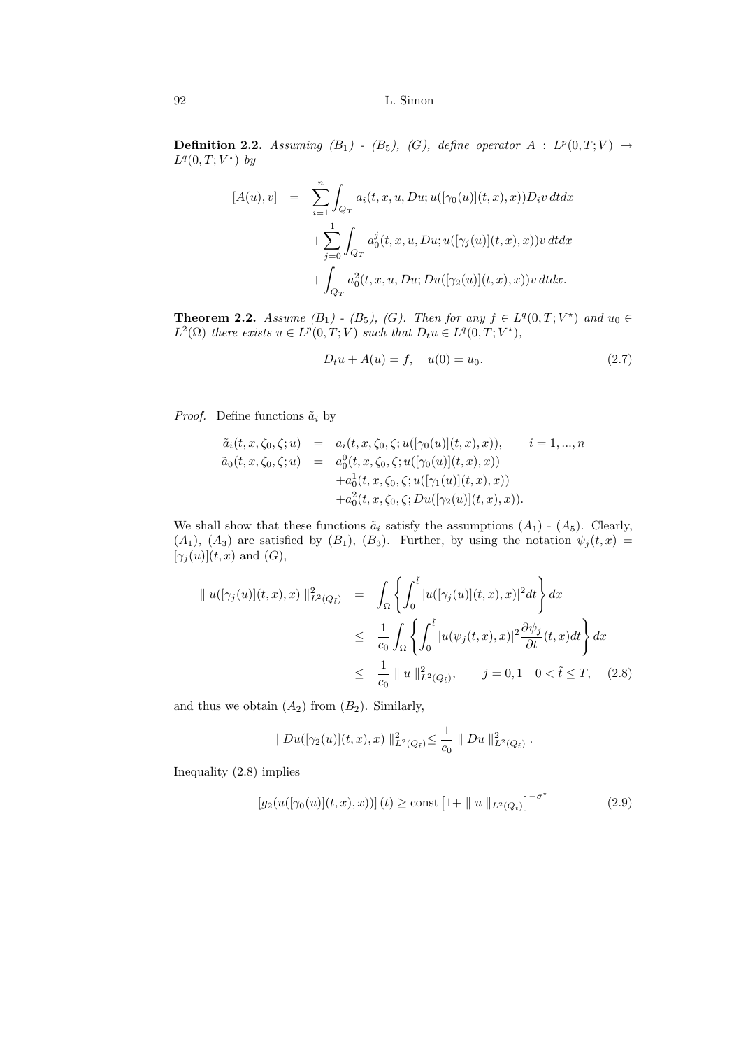**Definition 2.2.** *Assuming $(B_1)$ - $(B_5)$, $(G)$, define operator $A : L^p(0,T;V) \to L^q(0,T;V^\star)$ by*

$$
\begin{aligned}
[A(u),v] \;&=\; \sum_{i=1}^n \int_{Q_T} a_i(t,x,u,Du;u([\gamma_0(u)](t,x),x))D_i v\,dtdx \\
&\quad + \sum_{j=0}^1 \int_{Q_T} a_0^j(t,x,u,Du;u([\gamma_j(u)](t,x),x))v\,dtdx \\
&\quad + \int_{Q_T} a_0^2(t,x,u,Du;Du([\gamma_2(u)](t,x),x))v\,dtdx.
\end{aligned}
$$

**Theorem 2.2.** *Assume $(B_1)$ - $(B_5)$, $(G)$. Then for any $f \in L^q(0,T;V^\star)$ and $u_0 \in L^2(\Omega)$ there exists $u \in L^p(0,T;V)$ such that $D_t u \in L^q(0,T;V^\star)$,*

$$
D_t u + A(u) = f, \quad u(0) = u_0. \tag{2.7}
$$

*Proof.* Define functions $\tilde{a}_i$ by

$$
\begin{aligned}
\tilde{a}_i(t,x,\zeta_0,\zeta;u) &= a_i(t,x,\zeta_0,\zeta;u([\gamma_0(u)](t,x),x)), \qquad i=1,...,n \\
\tilde{a}_0(t,x,\zeta_0,\zeta;u) &= a_0^0(t,x,\zeta_0,\zeta;u([\gamma_0(u)](t,x),x)) \\
&\quad + a_0^1(t,x,\zeta_0,\zeta;u([\gamma_1(u)](t,x),x)) \\
&\quad + a_0^2(t,x,\zeta_0,\zeta;Du([\gamma_2(u)](t,x),x)).
\end{aligned}
$$

We shall show that these functions $\tilde{a}_i$ satisfy the assumptions $(A_1)$ - $(A_5)$. Clearly, $(A_1)$, $(A_3)$ are satisfied by $(B_1)$, $(B_3)$. Further, by using the notation $\psi_j(t,x) = [\gamma_j(u)](t,x)$ and $(G)$,

$$
\begin{aligned}
\| u([\gamma_j(u)](t,x),x) \|^2_{L^2(Q_{\tilde{t}})} &= \int_\Omega \left\{ \int_0^{\tilde{t}} |u([\gamma_j(u)](t,x),x)|^2 dt \right\} dx \\
&\le \frac{1}{c_0} \int_\Omega \left\{ \int_0^{\tilde{t}} |u(\psi_j(t,x),x)|^2 \frac{\partial \psi_j}{\partial t}(t,x) dt \right\} dx \\
&\le \frac{1}{c_0} \| u \|^2_{L^2(Q_{\tilde{t}})}, \qquad j=0,1 \quad 0 < \tilde{t} \le T,
\end{aligned}
\tag{2.8}
$$

and thus we obtain $(A_2)$ from $(B_2)$. Similarly,

$$
\| Du([\gamma_2(u)](t,x),x) \|^2_{L^2(Q_{\tilde{t}})} \le \frac{1}{c_0} \| Du \|^2_{L^2(Q_{\tilde{t}})} .
$$

Inequality (2.8) implies

$$
[g_2(u([\gamma_0(u)](t,x),x))]\,(t) \ge \text{const}\left[1 + \| u \|_{L^2(Q_t)}\right]^{-\sigma^\star} \tag{2.9}
$$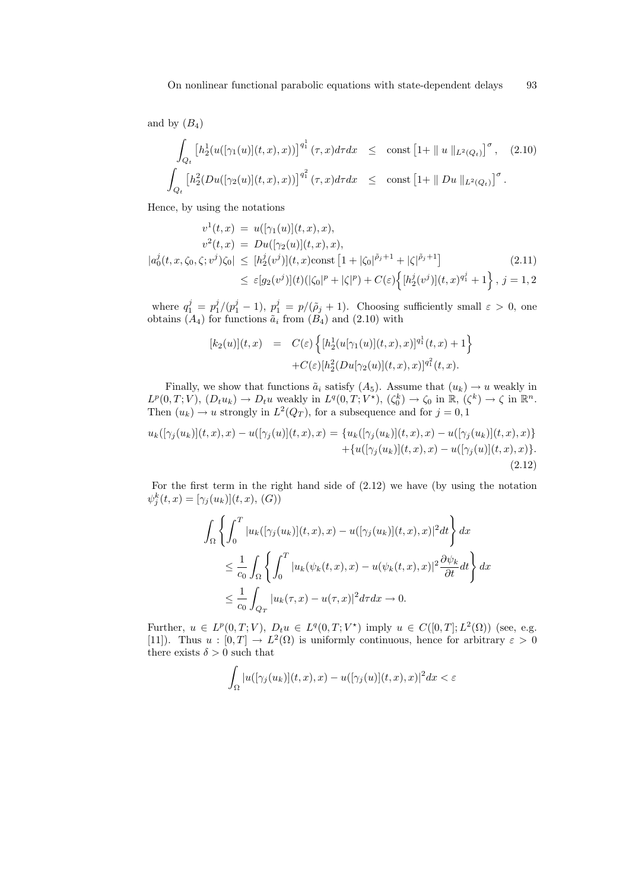and by $(B_4)$

$$\int_{Q_t} \left[h_2^1(u([\gamma_1(u)](t,x),x))\right]^{q_1^1}(\tau,x)d\tau dx \leq \text{const}\left[1+\| u \|_{L^2(Q_t)}\right]^{\sigma}, \quad (2.10)$$

$$\int_{Q_t} \left[h_2^2(Du([\gamma_2(u)](t,x),x))\right]^{q_1^2}(\tau,x)d\tau dx \leq \text{const}\left[1+\| Du \|_{L^2(Q_t)}\right]^{\sigma}.$$

Hence, by using the notations

$$\begin{aligned}
v^1(t,x) &= u([\gamma_1(u)](t,x),x), \\
v^2(t,x) &= Du([\gamma_2(u)](t,x),x), \\
|a_0^j(t,x,\zeta_0,\zeta;v^j)\zeta_0| &\leq [h_2^j(v^j)](t,x)\text{const}\left[1+|\zeta_0|^{\tilde{\rho}_j+1}+|\zeta|^{\tilde{\rho}_j+1}\right] \quad (2.11)\\
&\leq \varepsilon[g_2(v^j)](t)(|\zeta_0|^p+|\zeta|^p)+C(\varepsilon)\left\{[h_2^j(v^j)](t,x)^{q_1^j}+1\right\}, \; j=1,2
\end{aligned}$$

where $q_1^j = p_1^j/(p_1^j-1)$, $p_1^j = p/(\tilde{\rho}_j+1)$. Choosing sufficiently small $\varepsilon > 0$, one obtains $(A_4)$ for functions $\tilde{a}_i$ from $(B_4)$ and (2.10) with

$$\begin{aligned}
[k_2(u)](t,x) &= C(\varepsilon)\left\{[h_2^1(u[\gamma_1(u)](t,x),x)]^{q_1^1}(t,x)+1\right\} \\
&\quad + C(\varepsilon)[h_2^2(Du[\gamma_2(u)](t,x),x)]^{q_1^2}(t,x).
\end{aligned}$$

Finally, we show that functions $\tilde{a}_i$ satisfy $(A_5)$. Assume that $(u_k) \to u$ weakly in $L^p(0,T;V)$, $(D_t u_k) \to D_t u$ weakly in $L^q(0,T;V^\star)$, $(\zeta_0^k) \to \zeta_0$ in $\mathbb{R}$, $(\zeta^k) \to \zeta$ in $\mathbb{R}^n$. Then $(u_k) \to u$ strongly in $L^2(Q_T)$, for a subsequence and for $j = 0, 1$

$$\begin{aligned}
u_k([\gamma_j(u_k)](t,x),x) - u([\gamma_j(u)](t,x),x) &= \{u_k([\gamma_j(u_k)](t,x),x) - u([\gamma_j(u_k)](t,x),x)\} \\
&\quad + \{u([\gamma_j(u_k)](t,x),x) - u([\gamma_j(u)](t,x),x)\}.
\end{aligned} \quad (2.12)$$

For the first term in the right hand side of (2.12) we have (by using the notation $\psi_j^k(t,x) = [\gamma_j(u_k)](t,x)$, $(G)$)

$$\begin{aligned}
&\int_\Omega \left\{\int_0^T |u_k([\gamma_j(u_k)](t,x),x) - u([\gamma_j(u_k)](t,x),x)|^2 dt\right\} dx \\
&\leq \frac{1}{c_0}\int_\Omega \left\{\int_0^T |u_k(\psi_k(t,x),x) - u(\psi_k(t,x),x)|^2 \frac{\partial \psi_k}{\partial t} dt\right\} dx \\
&\leq \frac{1}{c_0}\int_{Q_T} |u_k(\tau,x) - u(\tau,x)|^2 d\tau dx \to 0.
\end{aligned}$$

Further, $u \in L^p(0,T;V)$, $D_t u \in L^q(0,T;V^\star)$ imply $u \in C([0,T];L^2(\Omega))$ (see, e.g. [11]). Thus $u : [0,T] \to L^2(\Omega)$ is uniformly continuous, hence for arbitrary $\varepsilon > 0$ there exists $\delta > 0$ such that

$$\int_\Omega |u([\gamma_j(u_k)](t,x),x) - u([\gamma_j(u)](t,x),x)|^2 dx < \varepsilon$$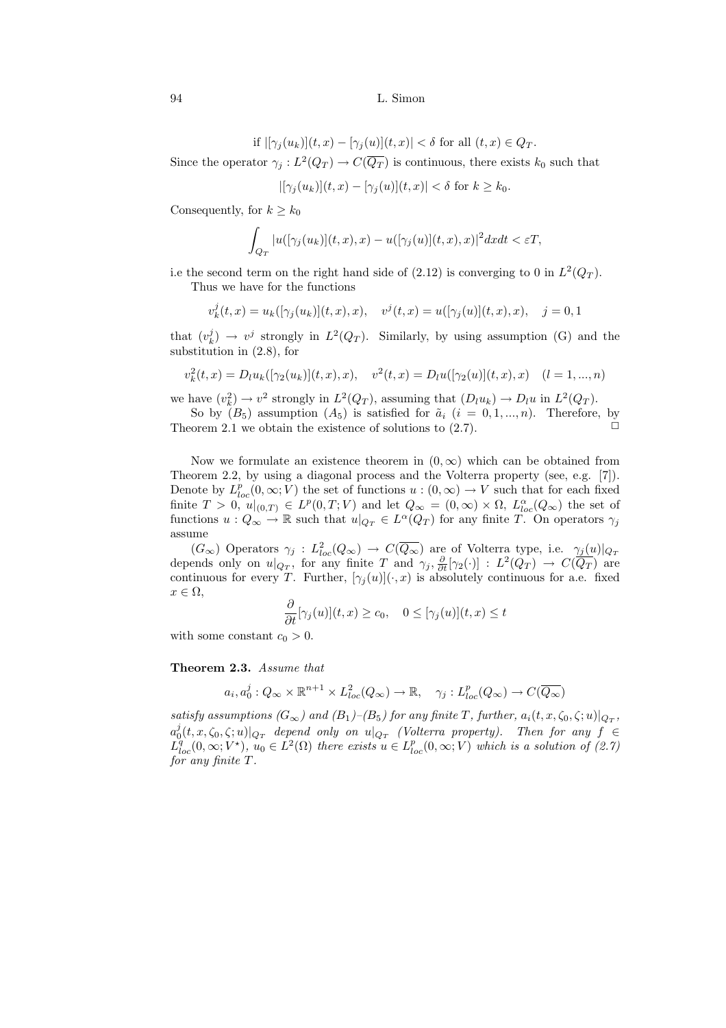if $|[\gamma_j(u_k)](t,x) - [\gamma_j(u)](t,x)| < \delta$ for all $(t,x) \in Q_T$.

Since the operator $\gamma_j : L^2(Q_T) \to C(\overline{Q_T})$ is continuous, there exists $k_0$ such that

$$|[\gamma_j(u_k)](t,x) - [\gamma_j(u)](t,x)| < \delta \text{ for } k \geq k_0.$$

Consequently, for $k \geq k_0$

$$\int_{Q_T} |u([\gamma_j(u_k)](t,x),x) - u([\gamma_j(u)](t,x),x)|^2 dx dt < \varepsilon T,$$

i.e the second term on the right hand side of (2.12) is converging to 0 in $L^2(Q_T)$.

Thus we have for the functions

$$v_k^j(t,x) = u_k([\gamma_j(u_k)](t,x),x), \quad v^j(t,x) = u([\gamma_j(u)](t,x),x), \quad j = 0,1$$

that $(v_k^j) \to v^j$ strongly in $L^2(Q_T)$. Similarly, by using assumption (G) and the substitution in (2.8), for

$$v_k^2(t,x) = D_l u_k([\gamma_2(u_k)](t,x),x), \quad v^2(t,x) = D_l u([\gamma_2(u)](t,x),x) \quad (l = 1,...,n)$$

we have $(v_k^2) \to v^2$ strongly in $L^2(Q_T)$, assuming that $(D_l u_k) \to D_l u$ in $L^2(Q_T)$.

So by $(B_5)$ assumption $(A_5)$ is satisfied for $\tilde{a}_i$ $(i = 0,1,...,n)$. Therefore, by Theorem 2.1 we obtain the existence of solutions to (2.7). $\square$

Now we formulate an existence theorem in $(0,\infty)$ which can be obtained from Theorem 2.2, by using a diagonal process and the Volterra property (see, e.g. [7]). Denote by $L^p_{loc}(0,\infty;V)$ the set of functions $u : (0,\infty) \to V$ such that for each fixed finite $T > 0$, $u|_{(0,T)} \in L^p(0,T;V)$ and let $Q_\infty = (0,\infty) \times \Omega$, $L^\alpha_{loc}(Q_\infty)$ the set of functions $u : Q_\infty \to \mathbb{R}$ such that $u|_{Q_T} \in L^\alpha(Q_T)$ for any finite $T$. On operators $\gamma_j$ assume

$(G_\infty)$ Operators $\gamma_j : L^2_{loc}(Q_\infty) \to C(\overline{Q_\infty})$ are of Volterra type, i.e. $\gamma_j(u)|_{Q_T}$ depends only on $u|_{Q_T}$, for any finite $T$ and $\gamma_j, \frac{\partial}{\partial t}[\gamma_2(\cdot)] : L^2(Q_T) \to C(\overline{Q_T})$ are continuous for every $T$. Further, $[\gamma_j(u)](\cdot,x)$ is absolutely continuous for a.e. fixed $x \in \Omega$,

$$\frac{\partial}{\partial t}[\gamma_j(u)](t,x) \geq c_0, \quad 0 \leq [\gamma_j(u)](t,x) \leq t$$

with some constant $c_0 > 0$.

**Theorem 2.3.** *Assume that*

$$a_i, a_0^j : Q_\infty \times \mathbb{R}^{n+1} \times L^2_{loc}(Q_\infty) \to \mathbb{R}, \quad \gamma_j : L^p_{loc}(Q_\infty) \to C(\overline{Q_\infty})$$

*satisfy assumptions $(G_\infty)$ and $(B_1)$–$(B_5)$ for any finite $T$, further, $a_i(t,x,\zeta_0,\zeta;u)|_{Q_T}$, $a_0^j(t,x,\zeta_0,\zeta;u)|_{Q_T}$ depend only on $u|_{Q_T}$ (Volterra property). Then for any $f \in L^q_{loc}(0,\infty;V^\star)$, $u_0 \in L^2(\Omega)$ there exists $u \in L^p_{loc}(0,\infty;V)$ which is a solution of (2.7) for any finite $T$.*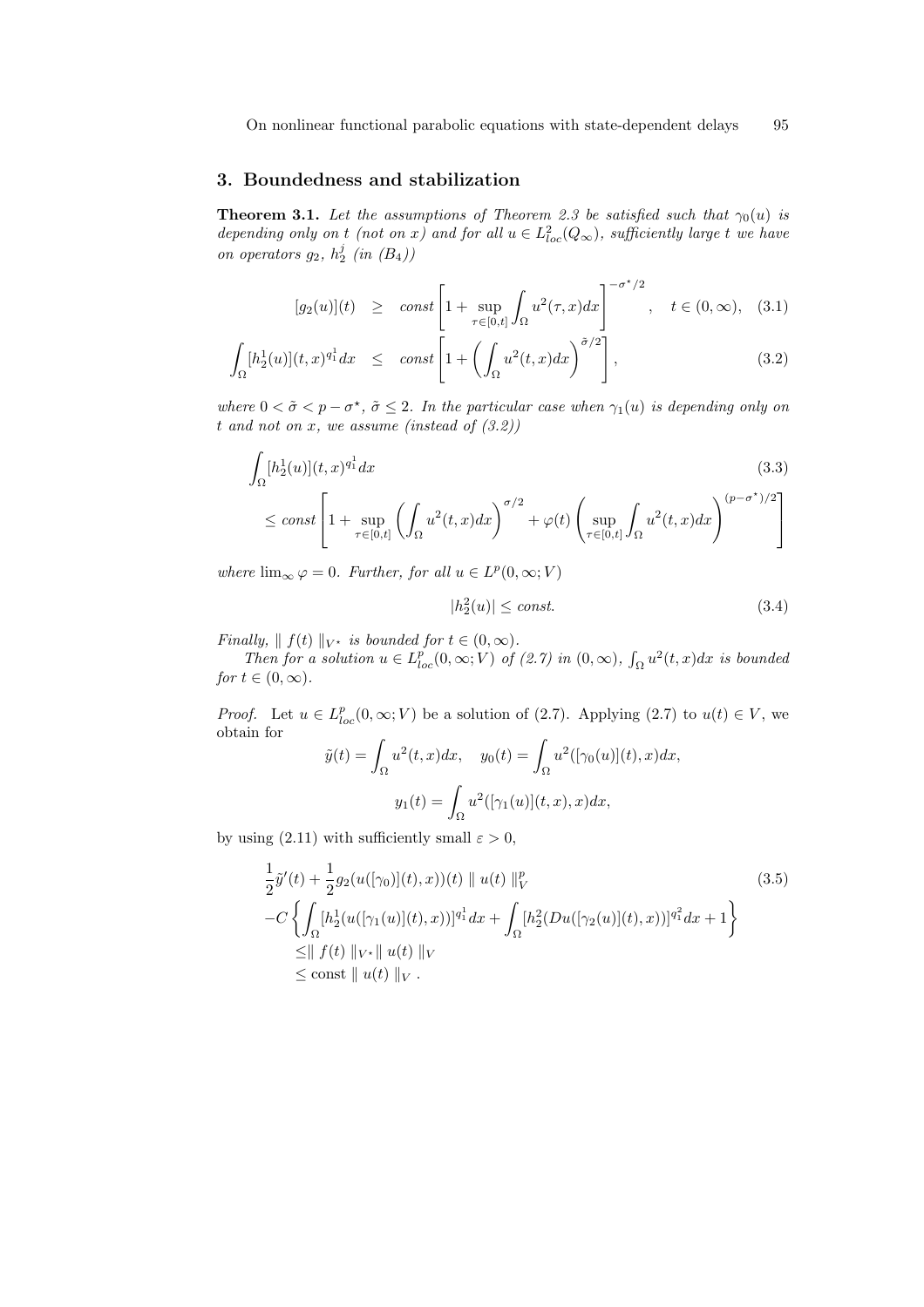## 3. Boundedness and stabilization

**Theorem 3.1.** *Let the assumptions of Theorem 2.3 be satisfied such that $\gamma_0(u)$ is depending only on $t$ (not on $x$) and for all $u \in L^2_{loc}(Q_\infty)$, sufficiently large $t$ we have on operators $g_2$, $h_2^j$ (in $(B_4)$)*

$$[g_2(u)](t) \geq const \left[1 + \sup_{\tau\in[0,t]} \int_\Omega u^2(\tau, x)dx\right]^{-\sigma^\star/2}, \quad t \in (0,\infty), \tag{3.1}$$

$$\int_\Omega [h_2^1(u)](t,x)^{q_1^1} dx \leq const \left[1 + \left(\int_\Omega u^2(t,x)dx\right)^{\tilde{\sigma}/2}\right], \tag{3.2}$$

*where $0 < \tilde{\sigma} < p - \sigma^\star$, $\tilde{\sigma} \leq 2$. In the particular case when $\gamma_1(u)$ is depending only on $t$ and not on $x$, we assume (instead of (3.2))*

$$\begin{aligned}
&\int_\Omega [h_2^1(u)](t,x)^{q_1^1} dx \\
&\leq const \left[1 + \sup_{\tau\in[0,t]} \left(\int_\Omega u^2(t,x)dx\right)^{\sigma/2} + \varphi(t) \left(\sup_{\tau\in[0,t]} \int_\Omega u^2(t,x)dx\right)^{(p-\sigma^\star)/2}\right]
\end{aligned} \tag{3.3}$$

*where $\lim_\infty \varphi = 0$. Further, for all $u \in L^p(0,\infty;V)$*

$$|h_2^2(u)| \leq const. \tag{3.4}$$

*Finally, $\| f(t) \|_{V^\star}$ is bounded for $t \in (0,\infty)$.*

*Then for a solution $u \in L^p_{loc}(0,\infty;V)$ of (2.7) in $(0,\infty)$, $\int_\Omega u^2(t,x)dx$ is bounded for $t \in (0,\infty)$.*

*Proof.* Let $u \in L^p_{loc}(0,\infty;V)$ be a solution of (2.7). Applying (2.7) to $u(t) \in V$, we obtain for

$$\tilde{y}(t) = \int_\Omega u^2(t,x)dx, \quad y_0(t) = \int_\Omega u^2([\gamma_0(u)](t),x)dx,$$

$$y_1(t) = \int_\Omega u^2([\gamma_1(u)](t,x),x)dx,$$

by using (2.11) with sufficiently small $\varepsilon > 0$,

$$\begin{aligned}
&\frac{1}{2}\tilde{y}'(t) + \frac{1}{2} g_2(u([\gamma_0)](t),x))(t) \| u(t) \|_V^p \\
&-C\left\{\int_\Omega [h_2^1(u([\gamma_1(u)](t),x))]^{q_1^1} dx + \int_\Omega [h_2^2(Du([\gamma_2(u)](t),x))]^{q_1^2} dx + 1\right\} \\
&\leq \| f(t) \|_{V^\star} \| u(t) \|_V \\
&\leq \text{const} \| u(t) \|_V .
\end{aligned} \tag{3.5}$$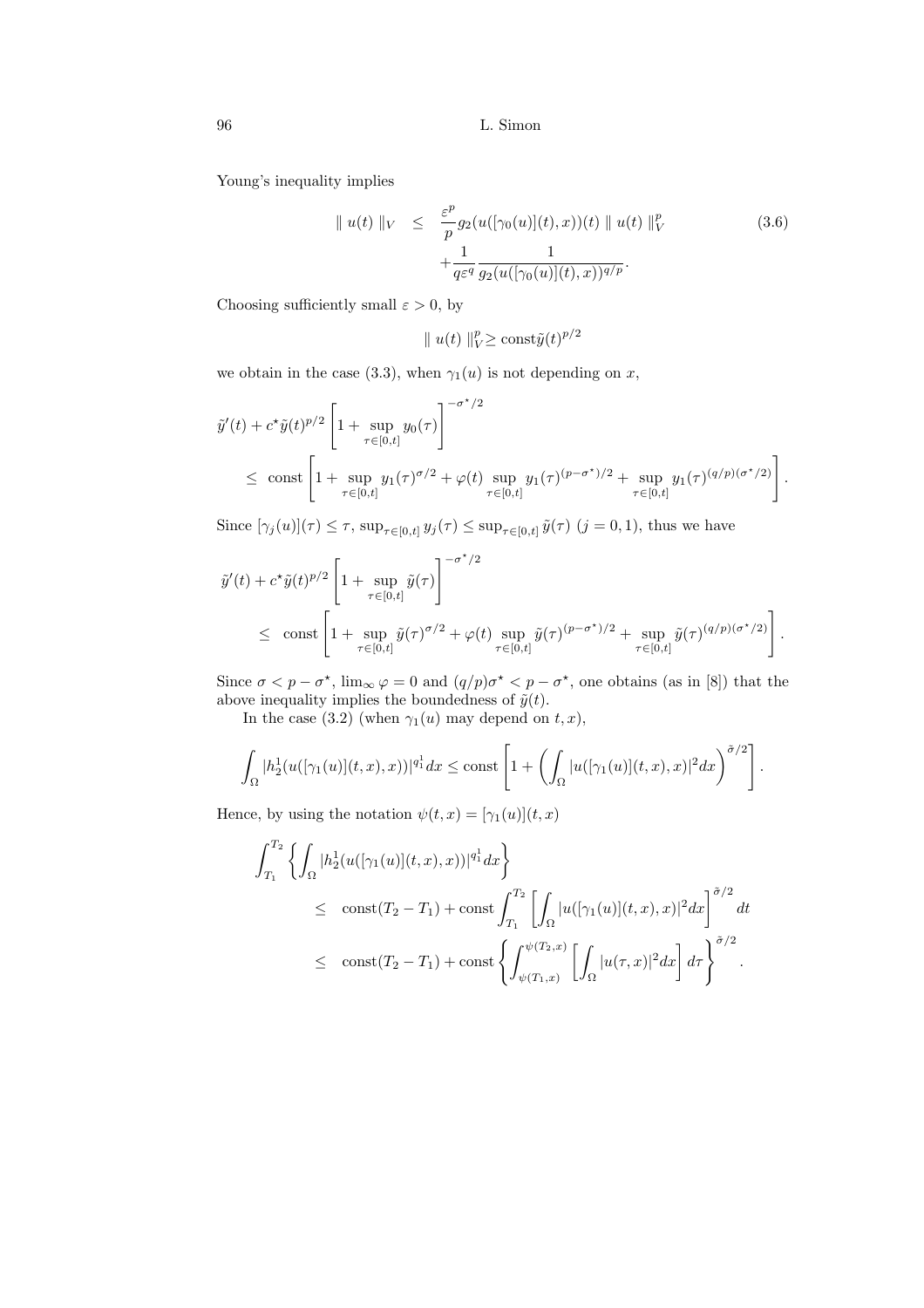Young's inequality implies

$$
\begin{aligned}
\| u(t) \|_V \quad &\leq \quad \frac{\varepsilon^p}{p} g_2(u([\gamma_0(u)](t),x))(t) \| u(t) \|_V^p \\
&+ \frac{1}{q\varepsilon^q} \frac{1}{g_2(u([\gamma_0(u)](t),x))^{q/p}}.
\end{aligned}
\tag{3.6}
$$

Choosing sufficiently small $\varepsilon > 0$, by

$$
\| u(t) \|_V^p \geq \text{const} \tilde{y}(t)^{p/2}
$$

we obtain in the case (3.3), when $\gamma_1(u)$ is not depending on $x$,

$$
\begin{aligned}
&\tilde{y}'(t) + c^\star \tilde{y}(t)^{p/2} \left[ 1 + \sup_{\tau \in [0,t]} y_0(\tau) \right]^{-\sigma^\star/2} \\
&\quad \leq \text{ const} \left[ 1 + \sup_{\tau \in [0,t]} y_1(\tau)^{\sigma/2} + \varphi(t) \sup_{\tau \in [0,t]} y_1(\tau)^{(p-\sigma^\star)/2} + \sup_{\tau \in [0,t]} y_1(\tau)^{(q/p)(\sigma^\star/2)} \right].
\end{aligned}
$$

Since $[\gamma_j(u)](\tau) \leq \tau$, $\sup_{\tau \in [0,t]} y_j(\tau) \leq \sup_{\tau \in [0,t]} \tilde{y}(\tau)$ $(j = 0, 1)$, thus we have

$$
\begin{aligned}
&\tilde{y}'(t) + c^\star \tilde{y}(t)^{p/2} \left[ 1 + \sup_{\tau \in [0,t]} \tilde{y}(\tau) \right]^{-\sigma^\star/2} \\
&\quad \leq \text{ const} \left[ 1 + \sup_{\tau \in [0,t]} \tilde{y}(\tau)^{\sigma/2} + \varphi(t) \sup_{\tau \in [0,t]} \tilde{y}(\tau)^{(p-\sigma^\star)/2} + \sup_{\tau \in [0,t]} \tilde{y}(\tau)^{(q/p)(\sigma^\star/2)} \right].
\end{aligned}
$$

Since $\sigma < p - \sigma^\star$, $\lim_\infty \varphi = 0$ and $(q/p)\sigma^\star < p - \sigma^\star$, one obtains (as in [8]) that the above inequality implies the boundedness of $\tilde{y}(t)$.

In the case (3.2) (when $\gamma_1(u)$ may depend on $t, x$),

$$
\int_\Omega |h_2^1(u([\gamma_1(u)](t,x),x))|^{q_1^1} dx \leq \text{const} \left[ 1 + \left( \int_\Omega |u([\gamma_1(u)](t,x),x)|^2 dx \right)^{\tilde{\sigma}/2} \right].
$$

Hence, by using the notation $\psi(t,x) = [\gamma_1(u)](t,x)$

$$
\begin{aligned}
&\int_{T_1}^{T_2} \left\{ \int_\Omega |h_2^1(u([\gamma_1(u)](t,x),x))|^{q_1^1} dx \right\} \\
&\qquad \leq \quad \text{const}(T_2 - T_1) + \text{const} \int_{T_1}^{T_2} \left[ \int_\Omega |u([\gamma_1(u)](t,x),x)|^2 dx \right]^{\tilde{\sigma}/2} dt \\
&\qquad \leq \quad \text{const}(T_2 - T_1) + \text{const} \left\{ \int_{\psi(T_1,x)}^{\psi(T_2,x)} \left[ \int_\Omega |u(\tau,x)|^2 dx \right] d\tau \right\}^{\tilde{\sigma}/2}.
\end{aligned}
$$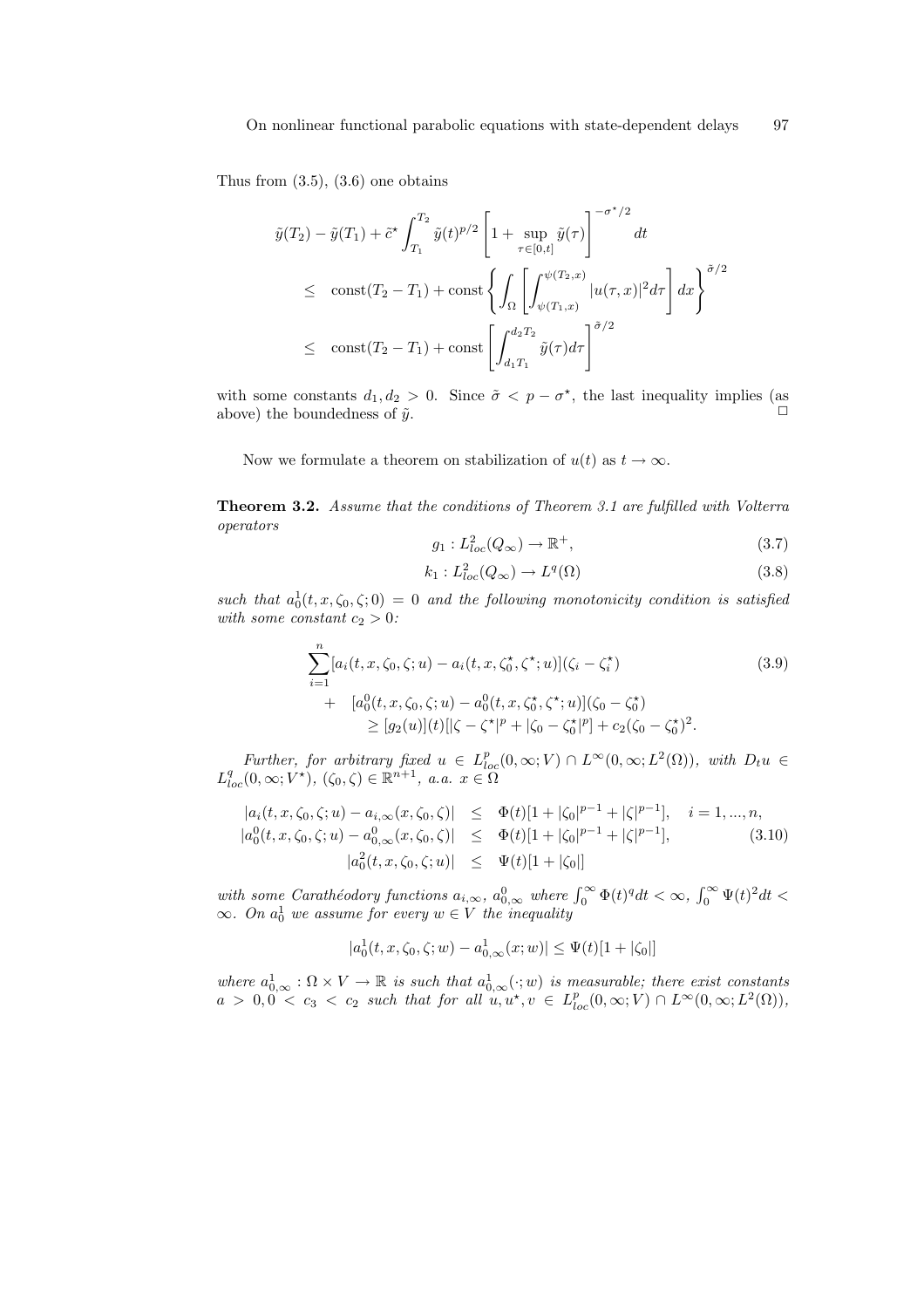Thus from (3.5), (3.6) one obtains

$$
\begin{aligned}
&\tilde{y}(T_2) - \tilde{y}(T_1) + \tilde{c}^\star \int_{T_1}^{T_2} \tilde{y}(t)^{p/2} \left[ 1 + \sup_{\tau \in [0,t]} \tilde{y}(\tau) \right]^{-\sigma^\star/2} dt \\
&\leq \ \text{const}(T_2 - T_1) + \text{const} \left\{ \int_\Omega \left[ \int_{\psi(T_1,x)}^{\psi(T_2,x)} |u(\tau,x)|^2 d\tau \right] dx \right\}^{\tilde{\sigma}/2} \\
&\leq \ \text{const}(T_2 - T_1) + \text{const} \left[ \int_{d_1 T_1}^{d_2 T_2} \tilde{y}(\tau) d\tau \right]^{\tilde{\sigma}/2}
\end{aligned}
$$

with some constants $d_1, d_2 > 0$. Since $\tilde{\sigma} < p - \sigma^\star$, the last inequality implies (as above) the boundedness of $\tilde{y}$. □

Now we formulate a theorem on stabilization of $u(t)$ as $t \to \infty$.

**Theorem 3.2.** *Assume that the conditions of Theorem 3.1 are fulfilled with Volterra operators*

$$
g_1 : L^2_{loc}(Q_\infty) \to \mathbb{R}^+, \tag{3.7}
$$

$$
k_1 : L^2_{loc}(Q_\infty) \to L^q(\Omega) \tag{3.8}
$$

*such that $a_0^1(t,x,\zeta_0,\zeta;0) = 0$ and the following monotonicity condition is satisfied with some constant $c_2 > 0$:*

$$
\begin{aligned}
&\sum_{i=1}^n [a_i(t,x,\zeta_0,\zeta;u) - a_i(t,x,\zeta_0^\star,\zeta^\star;u)](\zeta_i - \zeta_i^\star) \\
&+ \ [a_0^0(t,x,\zeta_0,\zeta;u) - a_0^0(t,x,\zeta_0^\star,\zeta^\star;u)](\zeta_0 - \zeta_0^\star) \\
&\qquad \geq [g_2(u)](t)[|\zeta - \zeta^\star|^p + |\zeta_0 - \zeta_0^\star|^p] + c_2(\zeta_0 - \zeta_0^\star)^2.
\end{aligned} \tag{3.9}
$$

*Further, for arbitrary fixed $u \in L^p_{loc}(0,\infty;V) \cap L^\infty(0,\infty;L^2(\Omega))$, with $D_t u \in L^q_{loc}(0,\infty;V^\star)$, $(\zeta_0,\zeta) \in \mathbb{R}^{n+1}$, a.a. $x \in \Omega$*

$$
\begin{aligned}
|a_i(t,x,\zeta_0,\zeta;u) - a_{i,\infty}(x,\zeta_0,\zeta)| &\leq \Phi(t)[1 + |\zeta_0|^{p-1} + |\zeta|^{p-1}], \quad i = 1,...,n, \\
|a_0^0(t,x,\zeta_0,\zeta;u) - a_{0,\infty}^0(x,\zeta_0,\zeta)| &\leq \Phi(t)[1 + |\zeta_0|^{p-1} + |\zeta|^{p-1}], \\
|a_0^2(t,x,\zeta_0,\zeta;u)| &\leq \Psi(t)[1 + |\zeta_0|]
\end{aligned} \tag{3.10}
$$

*with some Carathéodory functions $a_{i,\infty}$, $a_{0,\infty}^0$ where $\int_0^\infty \Phi(t)^q dt < \infty$, $\int_0^\infty \Psi(t)^2 dt < \infty$. On $a_0^1$ we assume for every $w \in V$ the inequality*

$$
|a_0^1(t,x,\zeta_0,\zeta;w) - a_{0,\infty}^1(x;w)| \leq \Psi(t)[1 + |\zeta_0|]
$$

*where $a_{0,\infty}^1 : \Omega \times V \to \mathbb{R}$ is such that $a_{0,\infty}^1(\cdot;w)$ is measurable; there exist constants $a > 0, 0 < c_3 < c_2$ such that for all $u, u^\star, v \in L^p_{loc}(0,\infty;V) \cap L^\infty(0,\infty;L^2(\Omega))$,*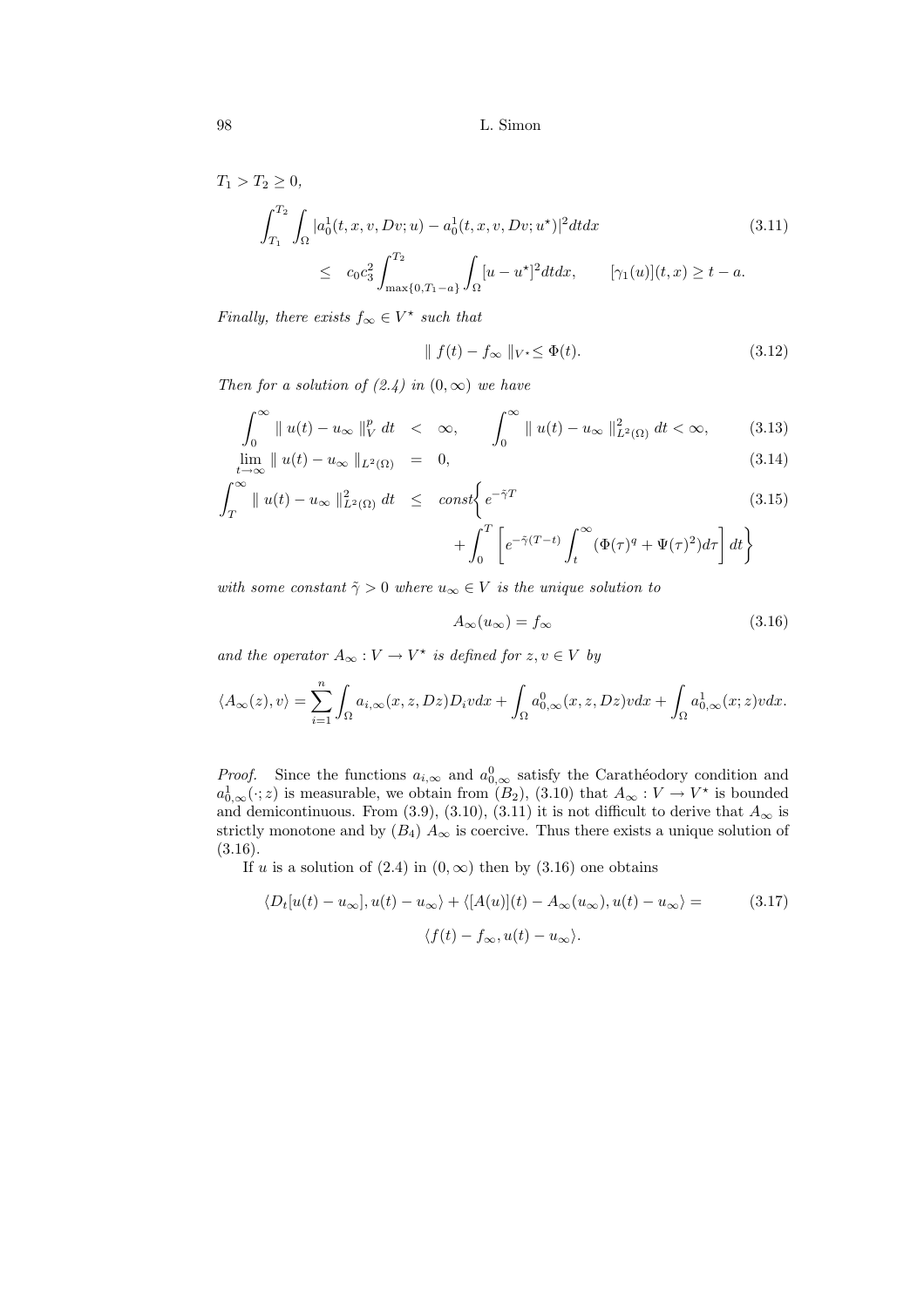$T_1 > T_2 \geq 0$,

$$\int_{T_1}^{T_2} \int_\Omega |a_0^1(t,x,v,Dv;u) - a_0^1(t,x,v,Dv;u^\star)|^2 dt dx \tag{3.11}$$
$$\leq \quad c_0 c_3^2 \int_{\max\{0,T_1-a\}}^{T_2} \int_\Omega [u-u^\star]^2 dt dx, \qquad [\gamma_1(u)](t,x) \geq t-a.$$

*Finally, there exists $f_\infty \in V^\star$ such that*

$$\| f(t) - f_\infty \|_{V^\star} \leq \Phi(t). \tag{3.12}$$

*Then for a solution of (2.4) in $(0,\infty)$ we have*

$$\int_0^\infty \| u(t) - u_\infty \|_V^p \, dt \quad < \quad \infty, \qquad \int_0^\infty \| u(t) - u_\infty \|_{L^2(\Omega)}^2 \, dt < \infty, \tag{3.13}$$

$$\lim_{t\to\infty} \| u(t) - u_\infty \|_{L^2(\Omega)} \quad = \quad 0, \tag{3.14}$$

$$\int_T^\infty \| u(t) - u_\infty \|_{L^2(\Omega)}^2 \, dt \quad \leq \quad const\Big\{ e^{-\tilde\gamma T} + \int_0^T \left[ e^{-\tilde\gamma(T-t)} \int_t^\infty (\Phi(\tau)^q + \Psi(\tau)^2) d\tau \right] dt \Big\} \tag{3.15}$$

*with some constant $\tilde\gamma > 0$ where $u_\infty \in V$ is the unique solution to*

$$A_\infty(u_\infty) = f_\infty \tag{3.16}$$

*and the operator $A_\infty : V \to V^\star$ is defined for $z, v \in V$ by*

$$\langle A_\infty(z), v\rangle = \sum_{i=1}^n \int_\Omega a_{i,\infty}(x,z,Dz) D_i v dx + \int_\Omega a_{0,\infty}^0(x,z,Dz) v dx + \int_\Omega a_{0,\infty}^1(x;z) v dx.$$

*Proof.* Since the functions $a_{i,\infty}$ and $a_{0,\infty}^0$ satisfy the Carathéodory condition and $a_{0,\infty}^1(\cdot;z)$ is measurable, we obtain from $(B_2)$, (3.10) that $A_\infty : V \to V^\star$ is bounded and demicontinuous. From (3.9), (3.10), (3.11) it is not difficult to derive that $A_\infty$ is strictly monotone and by $(B_4)$ $A_\infty$ is coercive. Thus there exists a unique solution of (3.16).

If $u$ is a solution of (2.4) in $(0,\infty)$ then by (3.16) one obtains

$$\langle D_t[u(t) - u_\infty], u(t) - u_\infty\rangle + \langle [A(u)](t) - A_\infty(u_\infty), u(t) - u_\infty\rangle = \langle f(t) - f_\infty, u(t) - u_\infty\rangle. \tag{3.17}$$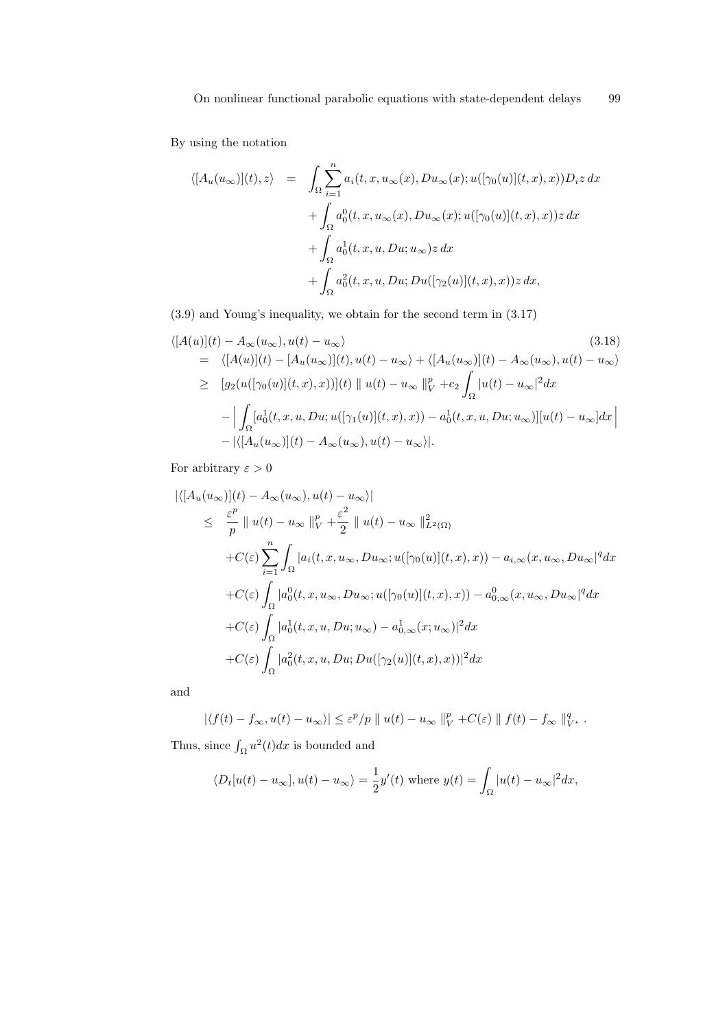By using the notation

$$
\begin{aligned}
\langle [A_u(u_\infty)](t), z\rangle &= \int_\Omega \sum_{i=1}^n a_i(t,x,u_\infty(x),Du_\infty(x);u([\gamma_0(u)](t,x),x))D_i z\,dx \\
&\quad + \int_\Omega a_0^0(t,x,u_\infty(x),Du_\infty(x);u([\gamma_0(u)](t,x),x))z\,dx \\
&\quad + \int_\Omega a_0^1(t,x,u,Du;u_\infty)z\,dx \\
&\quad + \int_\Omega a_0^2(t,x,u,Du;Du([\gamma_2(u)](t,x),x))z\,dx,
\end{aligned}
$$

(3.9) and Young's inequality, we obtain for the second term in (3.17)

$$
\begin{aligned}
&\langle [A(u)](t) - A_\infty(u_\infty), u(t)-u_\infty\rangle \qquad\qquad (3.18)\\
&= \langle [A(u)](t) - [A_u(u_\infty)](t), u(t)-u_\infty\rangle + \langle [A_u(u_\infty)](t) - A_\infty(u_\infty), u(t)-u_\infty\rangle \\
&\geq [g_2(u([\gamma_0(u)](t,x),x))](t) \parallel u(t)-u_\infty \parallel_V^p + c_2 \int_\Omega |u(t)-u_\infty|^2 dx \\
&\quad - \Big| \int_\Omega [a_0^1(t,x,u,Du;u([\gamma_1(u)](t,x),x)) - a_0^1(t,x,u,Du;u_\infty)][u(t)-u_\infty]dx \Big| \\
&\quad - |\langle [A_u(u_\infty)](t) - A_\infty(u_\infty), u(t)-u_\infty\rangle|.
\end{aligned}
$$

For arbitrary $\varepsilon > 0$

$$
\begin{aligned}
&|\langle [A_u(u_\infty)](t) - A_\infty(u_\infty), u(t)-u_\infty\rangle| \\
&\leq \frac{\varepsilon^p}{p} \parallel u(t)-u_\infty \parallel_V^p + \frac{\varepsilon^2}{2} \parallel u(t)-u_\infty \parallel_{L^2(\Omega)}^2 \\
&\quad + C(\varepsilon) \sum_{i=1}^n \int_\Omega |a_i(t,x,u_\infty,Du_\infty;u([\gamma_0(u)](t,x),x)) - a_{i,\infty}(x,u_\infty,Du_\infty|^q dx \\
&\quad + C(\varepsilon) \int_\Omega |a_0^0(t,x,u_\infty,Du_\infty;u([\gamma_0(u)](t,x),x)) - a_{0,\infty}^0(x,u_\infty,Du_\infty|^q dx \\
&\quad + C(\varepsilon) \int_\Omega |a_0^1(t,x,u,Du;u_\infty) - a_{0,\infty}^1(x;u_\infty)|^2 dx \\
&\quad + C(\varepsilon) \int_\Omega |a_0^2(t,x,u,Du;Du([\gamma_2(u)](t,x),x))|^2 dx
\end{aligned}
$$

and

$$
|\langle f(t) - f_\infty, u(t)-u_\infty\rangle| \leq \varepsilon^p/p \parallel u(t)-u_\infty \parallel_V^p + C(\varepsilon) \parallel f(t)-f_\infty \parallel_{V^\star}^q .
$$

Thus, since $\int_\Omega u^2(t)dx$ is bounded and

$$
\langle D_t[u(t)-u_\infty], u(t)-u_\infty\rangle = \frac{1}{2}y'(t) \text{ where } y(t) = \int_\Omega |u(t)-u_\infty|^2 dx,
$$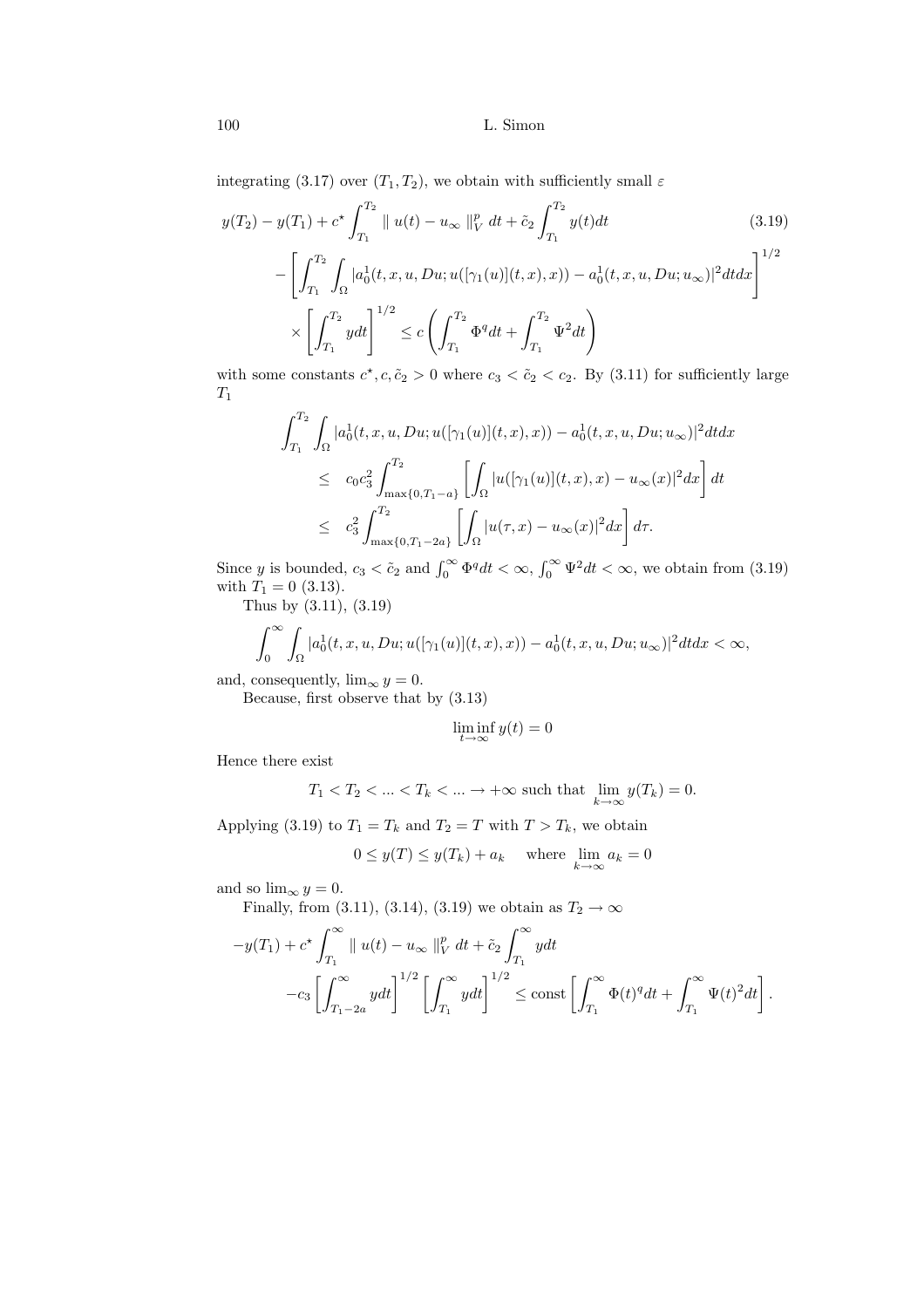integrating (3.17) over $(T_1, T_2)$, we obtain with sufficiently small $\varepsilon$

$$
\begin{aligned}
y(T_2) - y(T_1) + c^\star \int_{T_1}^{T_2} \| u(t) - u_\infty \|_V^p \, dt + \tilde{c}_2 \int_{T_1}^{T_2} y(t)dt \qquad\qquad\qquad\qquad (3.19)\\
- \left[ \int_{T_1}^{T_2} \int_\Omega |a_0^1(t,x,u,Du; u([\gamma_1(u)](t,x),x)) - a_0^1(t,x,u,Du;u_\infty)|^2 dt dx \right]^{1/2} \\
\times \left[ \int_{T_1}^{T_2} y dt \right]^{1/2} \le c \left( \int_{T_1}^{T_2} \Phi^q dt + \int_{T_1}^{T_2} \Psi^2 dt \right)
\end{aligned}
$$

with some constants $c^\star, c, \tilde{c}_2 > 0$ where $c_3 < \tilde{c}_2 < c_2$. By (3.11) for sufficiently large $T_1$

$$
\begin{aligned}
&\int_{T_1}^{T_2} \int_\Omega |a_0^1(t,x,u,Du; u([\gamma_1(u)](t,x),x)) - a_0^1(t,x,u,Du;u_\infty)|^2 dt dx \\
&\quad \le \quad c_0 c_3^2 \int_{\max\{0, T_1 - a\}}^{T_2} \left[ \int_\Omega |u([\gamma_1(u)](t,x),x) - u_\infty(x)|^2 dx \right] dt \\
&\quad \le \quad c_3^2 \int_{\max\{0, T_1 - 2a\}}^{T_2} \left[ \int_\Omega |u(\tau,x) - u_\infty(x)|^2 dx \right] d\tau.
\end{aligned}
$$

Since $y$ is bounded, $c_3 < \tilde{c}_2$ and $\int_0^\infty \Phi^q dt < \infty$, $\int_0^\infty \Psi^2 dt < \infty$, we obtain from (3.19) with $T_1 = 0$ (3.13).

Thus by (3.11), (3.19)

$$
\int_0^\infty \int_\Omega |a_0^1(t,x,u,Du; u([\gamma_1(u)](t,x),x)) - a_0^1(t,x,u,Du;u_\infty)|^2 dt dx < \infty,
$$

and, consequently, $\lim_\infty y = 0$.

Because, first observe that by (3.13)

$$
\liminf_{t \to \infty} y(t) = 0
$$

Hence there exist

$$
T_1 < T_2 < ... < T_k < ... \to +\infty \text{ such that } \lim_{k \to \infty} y(T_k) = 0.
$$

Applying (3.19) to $T_1 = T_k$ and $T_2 = T$ with $T > T_k$, we obtain

$$
0 \le y(T) \le y(T_k) + a_k \quad \text{ where } \lim_{k \to \infty} a_k = 0
$$

and so $\lim_\infty y = 0$.

Finally, from (3.11), (3.14), (3.19) we obtain as $T_2 \to \infty$

$$
\begin{aligned}
-y(T_1) + c^\star \int_{T_1}^\infty \| u(t) - u_\infty \|_V^p \, dt + \tilde{c}_2 \int_{T_1}^\infty y dt \\
-c_3 \left[ \int_{T_1 - 2a}^\infty y dt \right]^{1/2} \left[ \int_{T_1}^\infty y dt \right]^{1/2} \le \text{const} \left[ \int_{T_1}^\infty \Phi(t)^q dt + \int_{T_1}^\infty \Psi(t)^2 dt \right].
\end{aligned}
$$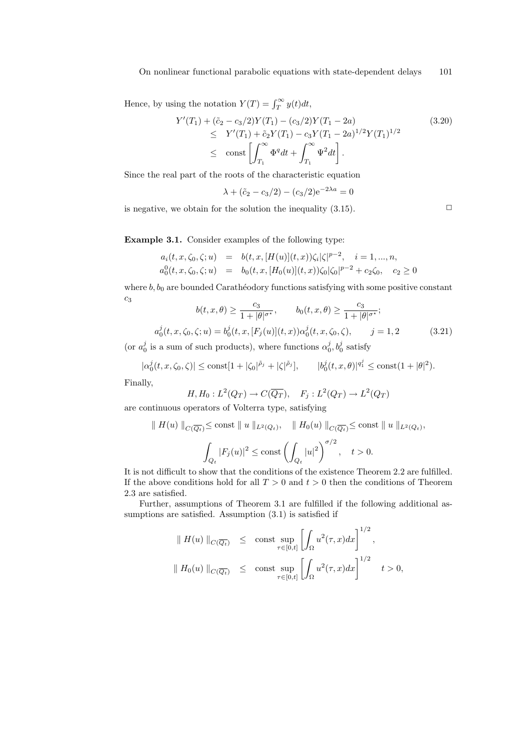Hence, by using the notation $Y(T) = \int_T^\infty y(t)dt$,

$$
\begin{aligned}
Y'(T_1) + (\tilde{c}_2 - c_3/2)Y(T_1) - (c_3/2)Y(T_1 - 2a) \qquad\qquad\qquad\qquad\qquad\qquad (3.20) \\
\leq \quad Y'(T_1) + \tilde{c}_2 Y(T_1) - c_3 Y(T_1 - 2a)^{1/2} Y(T_1)^{1/2} \\
\leq \quad \text{const} \left[ \int_{T_1}^\infty \Phi^q dt + \int_{T_1}^\infty \Psi^2 dt \right].
\end{aligned}
$$

Since the real part of the roots of the characteristic equation

$$
\lambda + (\tilde{c}_2 - c_3/2) - (c_3/2)\mathrm{e}^{-2\lambda a} = 0
$$

is negative, we obtain for the solution the inequality (3.15). $\square$

**Example 3.1.** Consider examples of the following type:

$$
\begin{aligned}
a_i(t, x, \zeta_0, \zeta; u) &= b(t, x, [H(u)](t, x))\zeta_i |\zeta|^{p-2}, \quad i = 1, ..., n, \\
a_0^0(t, x, \zeta_0, \zeta; u) &= b_0(t, x, [H_0(u)](t, x))\zeta_0 |\zeta_0|^{p-2} + c_2 \zeta_0, \quad c_2 \geq 0
\end{aligned}
$$

where $b, b_0$ are bounded Carathéodory functions satisfying with some positive constant $c_3$

$$
b(t, x, \theta) \geq \frac{c_3}{1 + |\theta|^{\sigma^\star}}, \qquad b_0(t, x, \theta) \geq \frac{c_3}{1 + |\theta|^{\sigma^\star}};
$$

$$
a_0^j(t, x, \zeta_0, \zeta; u) = b_0^j(t, x, [F_j(u)](t, x))\alpha_0^j(t, x, \zeta_0, \zeta), \qquad j = 1, 2 \tag{3.21}
$$

(or $a_0^j$ is a sum of such products), where functions $\alpha_0^j, b_0^j$ satisfy

$$
|\alpha_0^j(t, x, \zeta_0, \zeta)| \leq \text{const}[1 + |\zeta_0|^{\tilde{\rho}_j} + |\zeta|^{\tilde{\rho}_j}], \qquad |b_0^j(t, x, \theta)|^{q_1^j} \leq \text{const}(1 + |\theta|^2).
$$

Finally,

$$
H, H_0 : L^2(Q_T) \to C(\overline{Q_T}), \quad F_j : L^2(Q_T) \to L^2(Q_T)
$$

are continuous operators of Volterra type, satisfying

$$
\| H(u) \|_{C(\overline{Q_t})} \leq \text{const} \| u \|_{L^2(Q_t)}, \quad \| H_0(u) \|_{C(\overline{Q_t})} \leq \text{const} \| u \|_{L^2(Q_t)},
$$

$$
\int_{Q_t} |F_j(u)|^2 \leq \text{const} \left( \int_{Q_t} |u|^2 \right)^{\sigma/2}, \quad t > 0.
$$

It is not difficult to show that the conditions of the existence Theorem 2.2 are fulfilled. If the above conditions hold for all $T > 0$ and $t > 0$ then the conditions of Theorem 2.3 are satisfied.

Further, assumptions of Theorem 3.1 are fulfilled if the following additional assumptions are satisfied. Assumption (3.1) is satisfied if

$$
\begin{aligned}
\| H(u) \|_{C(\overline{Q_t})} &\leq \text{const} \sup_{\tau \in [0,t]} \left[ \int_\Omega u^2(\tau, x) dx \right]^{1/2}, \\
\| H_0(u) \|_{C(\overline{Q_t})} &\leq \text{const} \sup_{\tau \in [0,t]} \left[ \int_\Omega u^2(\tau, x) dx \right]^{1/2} \quad t > 0,
\end{aligned}
$$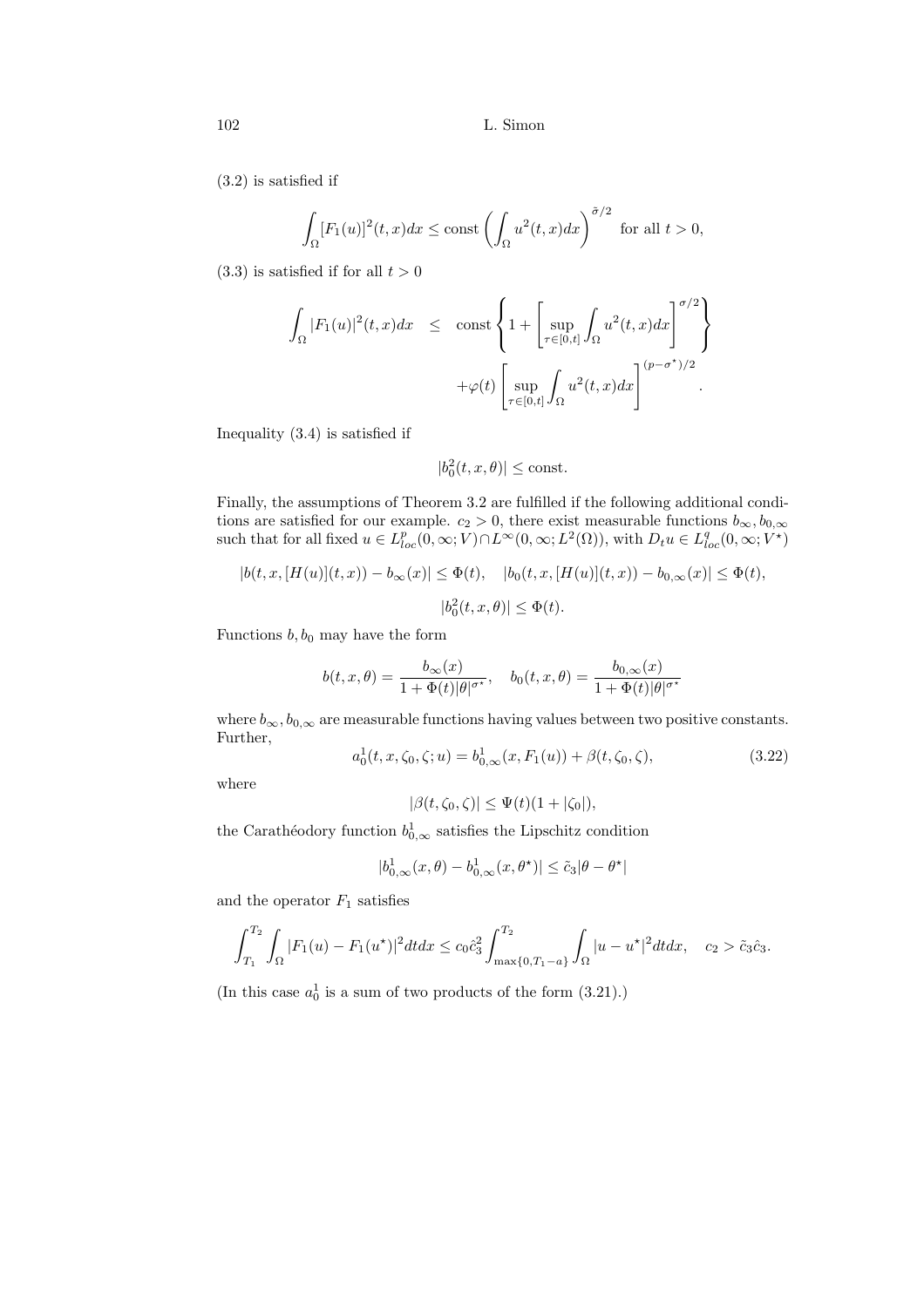(3.2) is satisfied if

$$\int_\Omega [F_1(u)]^2(t,x)dx \le \text{const} \left( \int_\Omega u^2(t,x)dx \right)^{\tilde{\sigma}/2} \quad \text{for all } t > 0,$$

(3.3) is satisfied if for all $t > 0$

$$\begin{aligned} \int_\Omega |F_1(u)|^2(t,x)dx \quad &\le \quad \text{const} \left\{ 1 + \left[ \sup_{\tau \in [0,t]} \int_\Omega u^2(t,x)dx \right]^{\sigma/2} \right\} \\ &\qquad + \varphi(t) \left[ \sup_{\tau \in [0,t]} \int_\Omega u^2(t,x)dx \right]^{(p-\sigma^\star)/2}. \end{aligned}$$

Inequality (3.4) is satisfied if

$$|b_0^2(t,x,\theta)| \le \text{const}.$$

Finally, the assumptions of Theorem 3.2 are fulfilled if the following additional conditions are satisfied for our example. $c_2 > 0$, there exist measurable functions $b_\infty, b_{0,\infty}$ such that for all fixed $u \in L^p_{loc}(0,\infty;V) \cap L^\infty(0,\infty;L^2(\Omega))$, with $D_t u \in L^q_{loc}(0,\infty;V^\star)$

$$|b(t,x,[H(u)](t,x)) - b_\infty(x)| \le \Phi(t), \quad |b_0(t,x,[H(u)](t,x)) - b_{0,\infty}(x)| \le \Phi(t),$$

$$|b_0^2(t,x,\theta)| \le \Phi(t).$$

Functions $b, b_0$ may have the form

$$b(t,x,\theta) = \frac{b_\infty(x)}{1 + \Phi(t)|\theta|^{\sigma^\star}}, \quad b_0(t,x,\theta) = \frac{b_{0,\infty}(x)}{1 + \Phi(t)|\theta|^{\sigma^\star}}$$

where $b_\infty, b_{0,\infty}$ are measurable functions having values between two positive constants. Further,

$$a_0^1(t,x,\zeta_0,\zeta;u) = b_{0,\infty}^1(x, F_1(u)) + \beta(t,\zeta_0,\zeta), \tag{3.22}$$

where

$$|\beta(t,\zeta_0,\zeta)| \le \Psi(t)(1 + |\zeta_0|),$$

the Carathéodory function $b_{0,\infty}^1$ satisfies the Lipschitz condition

$$|b_{0,\infty}^1(x,\theta) - b_{0,\infty}^1(x,\theta^\star)| \le \tilde{c}_3 |\theta - \theta^\star|$$

and the operator $F_1$ satisfies

$$\int_{T_1}^{T_2} \int_\Omega |F_1(u) - F_1(u^\star)|^2 dt dx \le c_0 \hat{c}_3^2 \int_{\max\{0, T_1 - a\}}^{T_2} \int_\Omega |u - u^\star|^2 dt dx, \quad c_2 > \tilde{c}_3 \hat{c}_3.$$

(In this case $a_0^1$ is a sum of two products of the form (3.21).)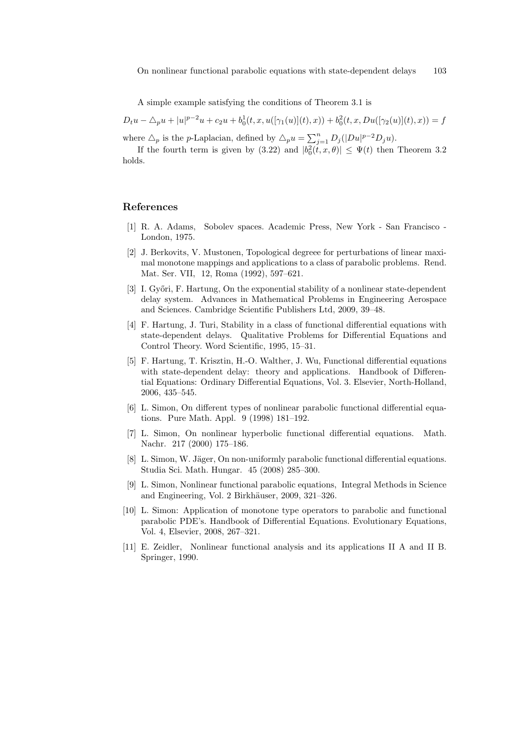A simple example satisfying the conditions of Theorem 3.1 is

$$D_t u - \triangle_p u + |u|^{p-2}u + c_2 u + b_0^1(t, x, u([\gamma_1(u)](t), x)) + b_0^2(t, x, Du([\gamma_2(u)](t), x)) = f$$

where $\triangle_p$ is the $p$-Laplacian, defined by $\triangle_p u = \sum_{j=1}^n D_j(|Du|^{p-2} D_j u)$.

If the fourth term is given by (3.22) and $|b_0^2(t, x, \theta)| \leq \Psi(t)$ then Theorem 3.2 holds.

## References

[1] R. A. Adams, Sobolev spaces. Academic Press, New York - San Francisco - London, 1975.

[2] J. Berkovits, V. Mustonen, Topological degreee for perturbations of linear maximal monotone mappings and applications to a class of parabolic problems. Rend. Mat. Ser. VII, 12, Roma (1992), 597–621.

[3] I. Győri, F. Hartung, On the exponential stability of a nonlinear state-dependent delay system. Advances in Mathematical Problems in Engineering Aerospace and Sciences. Cambridge Scientific Publishers Ltd, 2009, 39–48.

[4] F. Hartung, J. Turi, Stability in a class of functional differential equations with state-dependent delays. Qualitative Problems for Differential Equations and Control Theory. Word Scientific, 1995, 15–31.

[5] F. Hartung, T. Krisztin, H.-O. Walther, J. Wu, Functional differential equations with state-dependent delay: theory and applications. Handbook of Differential Equations: Ordinary Differential Equations, Vol. 3. Elsevier, North-Holland, 2006, 435–545.

[6] L. Simon, On different types of nonlinear parabolic functional differential equations. Pure Math. Appl. 9 (1998) 181–192.

[7] L. Simon, On nonlinear hyperbolic functional differential equations. Math. Nachr. 217 (2000) 175–186.

[8] L. Simon, W. Jäger, On non-uniformly parabolic functional differential equations. Studia Sci. Math. Hungar. 45 (2008) 285–300.

[9] L. Simon, Nonlinear functional parabolic equations, Integral Methods in Science and Engineering, Vol. 2 Birkhäuser, 2009, 321–326.

[10] L. Simon: Application of monotone type operators to parabolic and functional parabolic PDE's. Handbook of Differential Equations. Evolutionary Equations, Vol. 4, Elsevier, 2008, 267–321.

[11] E. Zeidler, Nonlinear functional analysis and its applications II A and II B. Springer, 1990.